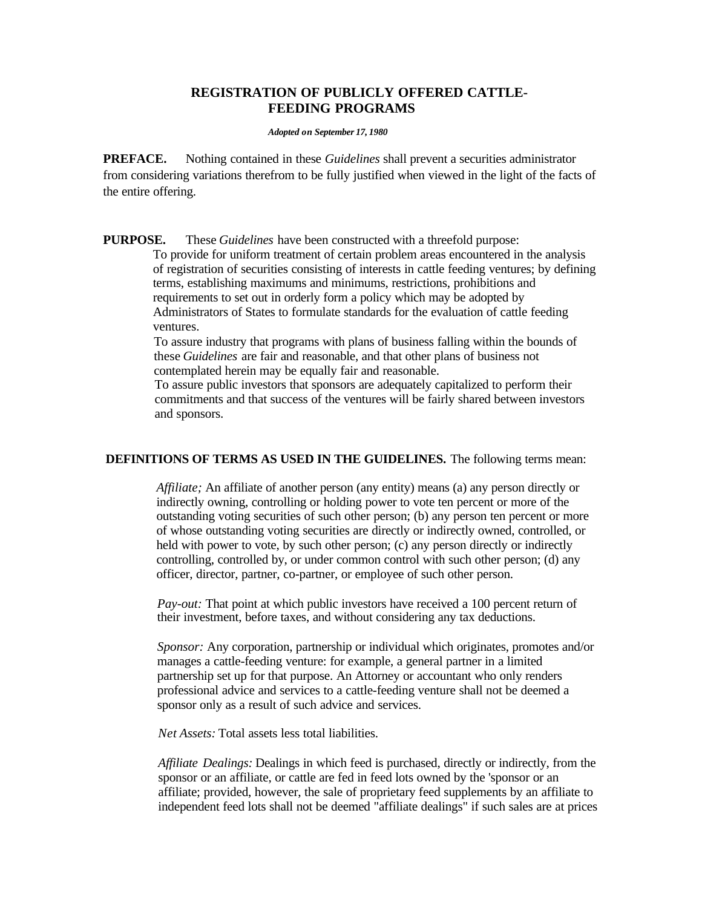# REGISTRATION OF PUBLICLY OFFERED CATTLE-FEEDING PROGRAMS

***Adopted on September 17, 1980***

**PREFACE.** Nothing contained in these *Guidelines* shall prevent a securities administrator from considering variations therefrom to be fully justified when viewed in the light of the facts of the entire offering.

**PURPOSE.** These *Guidelines* have been constructed with a threefold purpose:

To provide for uniform treatment of certain problem areas encountered in the analysis of registration of securities consisting of interests in cattle feeding ventures; by defining terms, establishing maximums and minimums, restrictions, prohibitions and requirements to set out in orderly form a policy which may be adopted by Administrators of States to formulate standards for the evaluation of cattle feeding ventures.

To assure industry that programs with plans of business falling within the bounds of these *Guidelines* are fair and reasonable, and that other plans of business not contemplated herein may be equally fair and reasonable.

To assure public investors that sponsors are adequately capitalized to perform their commitments and that success of the ventures will be fairly shared between investors and sponsors.

**DEFINITIONS OF TERMS AS USED IN THE GUIDELINES.** The following terms mean:

*Affiliate;* An affiliate of another person (any entity) means (a) any person directly or indirectly owning, controlling or holding power to vote ten percent or more of the outstanding voting securities of such other person; (b) any person ten percent or more of whose outstanding voting securities are directly or indirectly owned, controlled, or held with power to vote, by such other person; (c) any person directly or indirectly controlling, controlled by, or under common control with such other person; (d) any officer, director, partner, co-partner, or employee of such other person.

*Pay-out:* That point at which public investors have received a 100 percent return of their investment, before taxes, and without considering any tax deductions.

*Sponsor:* Any corporation, partnership or individual which originates, promotes and/or manages a cattle-feeding venture: for example, a general partner in a limited partnership set up for that purpose. An Attorney or accountant who only renders professional advice and services to a cattle-feeding venture shall not be deemed a sponsor only as a result of such advice and services.

*Net Assets:* Total assets less total liabilities.

*Affiliate Dealings:* Dealings in which feed is purchased, directly or indirectly, from the sponsor or an affiliate, or cattle are fed in feed lots owned by the 'sponsor or an affiliate; provided, however, the sale of proprietary feed supplements by an affiliate to independent feed lots shall not be deemed "affiliate dealings" if such sales are at prices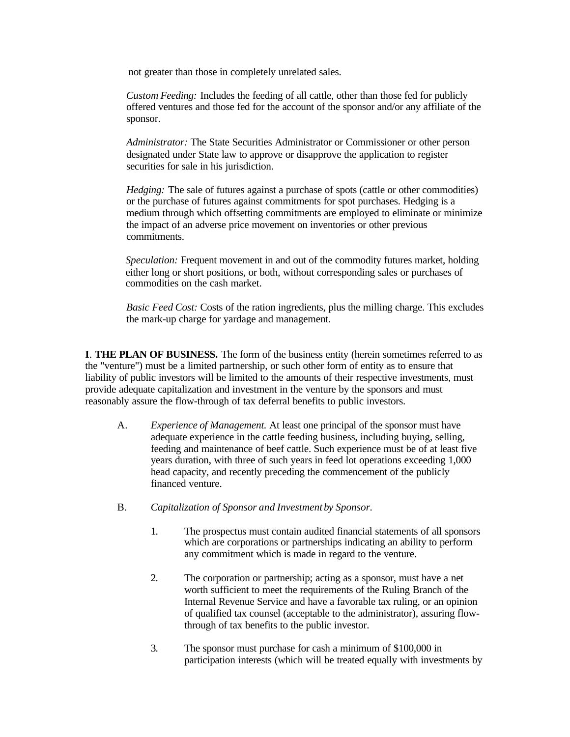not greater than those in completely unrelated sales.

*Custom Feeding:* Includes the feeding of all cattle, other than those fed for publicly offered ventures and those fed for the account of the sponsor and/or any affiliate of the sponsor.

*Administrator:* The State Securities Administrator or Commissioner or other person designated under State law to approve or disapprove the application to register securities for sale in his jurisdiction.

*Hedging:* The sale of futures against a purchase of spots (cattle or other commodities) or the purchase of futures against commitments for spot purchases. Hedging is a medium through which offsetting commitments are employed to eliminate or minimize the impact of an adverse price movement on inventories or other previous commitments.

*Speculation:* Frequent movement in and out of the commodity futures market, holding either long or short positions, or both, without corresponding sales or purchases of commodities on the cash market.

*Basic Feed Cost:* Costs of the ration ingredients, plus the milling charge. This excludes the mark-up charge for yardage and management.

**I**. **THE PLAN OF BUSINESS.** The form of the business entity (herein sometimes referred to as the "venture") must be a limited partnership, or such other form of entity as to ensure that liability of public investors will be limited to the amounts of their respective investments, must provide adequate capitalization and investment in the venture by the sponsors and must reasonably assure the flow-through of tax deferral benefits to public investors.

A. *Experience of Management.* At least one principal of the sponsor must have adequate experience in the cattle feeding business, including buying, selling, feeding and maintenance of beef cattle. Such experience must be of at least five years duration, with three of such years in feed lot operations exceeding 1,000 head capacity, and recently preceding the commencement of the publicly financed venture.

B. *Capitalization of Sponsor and Investment by Sponsor.*

1. The prospectus must contain audited financial statements of all sponsors which are corporations or partnerships indicating an ability to perform any commitment which is made in regard to the venture.

2. The corporation or partnership; acting as a sponsor, must have a net worth sufficient to meet the requirements of the Ruling Branch of the Internal Revenue Service and have a favorable tax ruling, or an opinion of qualified tax counsel (acceptable to the administrator), assuring flow-through of tax benefits to the public investor.

3. The sponsor must purchase for cash a minimum of $100,000 in participation interests (which will be treated equally with investments by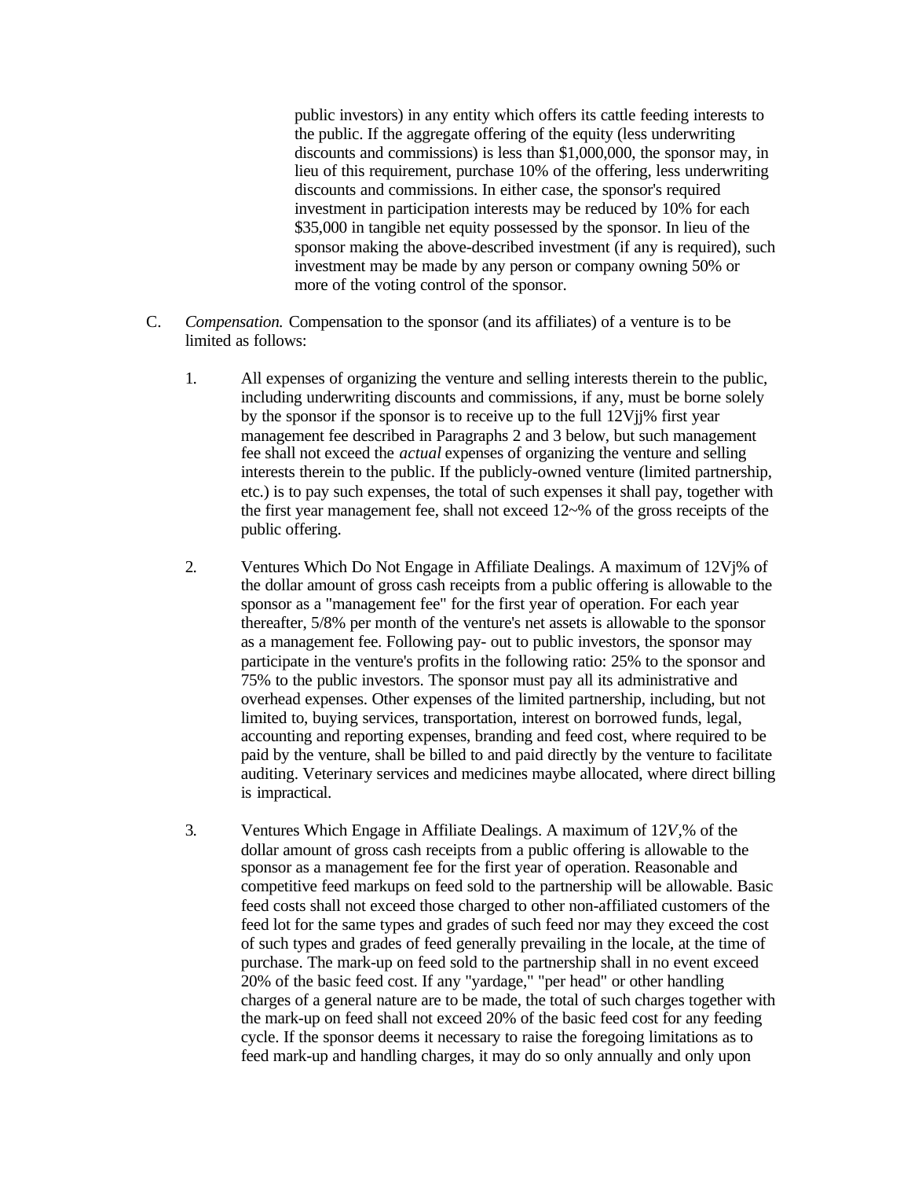public investors) in any entity which offers its cattle feeding interests to the public. If the aggregate offering of the equity (less underwriting discounts and commissions) is less than $1,000,000, the sponsor may, in lieu of this requirement, purchase 10% of the offering, less underwriting discounts and commissions. In either case, the sponsor's required investment in participation interests may be reduced by 10% for each $35,000 in tangible net equity possessed by the sponsor. In lieu of the sponsor making the above-described investment (if any is required), such investment may be made by any person or company owning 50% or more of the voting control of the sponsor.

C. *Compensation.* Compensation to the sponsor (and its affiliates) of a venture is to be limited as follows:

1. All expenses of organizing the venture and selling interests therein to the public, including underwriting discounts and commissions, if any, must be borne solely by the sponsor if the sponsor is to receive up to the full 12Vjj% first year management fee described in Paragraphs 2 and 3 below, but such management fee shall not exceed the *actual* expenses of organizing the venture and selling interests therein to the public. If the publicly-owned venture (limited partnership, etc.) is to pay such expenses, the total of such expenses it shall pay, together with the first year management fee, shall not exceed 12~% of the gross receipts of the public offering.

2. Ventures Which Do Not Engage in Affiliate Dealings. A maximum of 12Vj% of the dollar amount of gross cash receipts from a public offering is allowable to the sponsor as a "management fee" for the first year of operation. For each year thereafter, 5/8% per month of the venture's net assets is allowable to the sponsor as a management fee. Following pay- out to public investors, the sponsor may participate in the venture's profits in the following ratio: 25% to the sponsor and 75% to the public investors. The sponsor must pay all its administrative and overhead expenses. Other expenses of the limited partnership, including, but not limited to, buying services, transportation, interest on borrowed funds, legal, accounting and reporting expenses, branding and feed cost, where required to be paid by the venture, shall be billed to and paid directly by the venture to facilitate auditing. Veterinary services and medicines maybe allocated, where direct billing is impractical.

3. Ventures Which Engage in Affiliate Dealings. A maximum of 12*V*,% of the dollar amount of gross cash receipts from a public offering is allowable to the sponsor as a management fee for the first year of operation. Reasonable and competitive feed markups on feed sold to the partnership will be allowable. Basic feed costs shall not exceed those charged to other non-affiliated customers of the feed lot for the same types and grades of such feed nor may they exceed the cost of such types and grades of feed generally prevailing in the locale, at the time of purchase. The mark-up on feed sold to the partnership shall in no event exceed 20% of the basic feed cost. If any "yardage," "per head" or other handling charges of a general nature are to be made, the total of such charges together with the mark-up on feed shall not exceed 20% of the basic feed cost for any feeding cycle. If the sponsor deems it necessary to raise the foregoing limitations as to feed mark-up and handling charges, it may do so only annually and only upon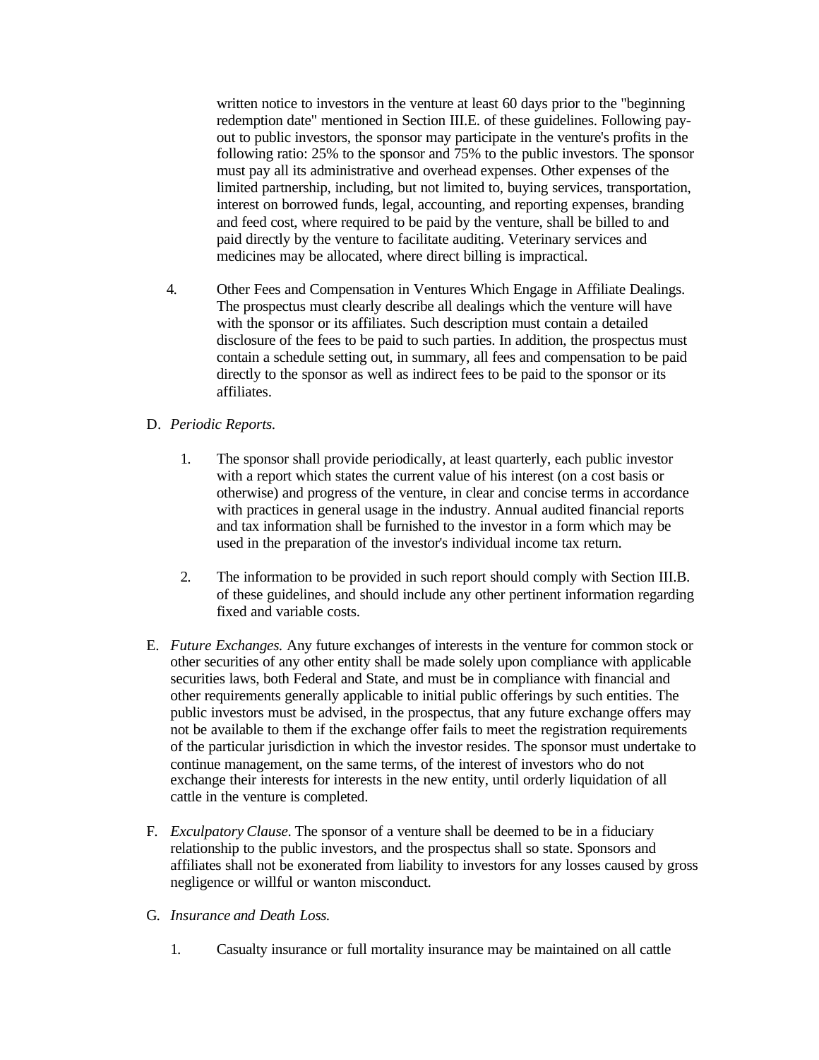written notice to investors in the venture at least 60 days prior to the "beginning redemption date" mentioned in Section III.E. of these guidelines. Following pay-out to public investors, the sponsor may participate in the venture's profits in the following ratio: 25% to the sponsor and 75% to the public investors. The sponsor must pay all its administrative and overhead expenses. Other expenses of the limited partnership, including, but not limited to, buying services, transportation, interest on borrowed funds, legal, accounting, and reporting expenses, branding and feed cost, where required to be paid by the venture, shall be billed to and paid directly by the venture to facilitate auditing. Veterinary services and medicines may be allocated, where direct billing is impractical.

4. Other Fees and Compensation in Ventures Which Engage in Affiliate Dealings. The prospectus must clearly describe all dealings which the venture will have with the sponsor or its affiliates. Such description must contain a detailed disclosure of the fees to be paid to such parties. In addition, the prospectus must contain a schedule setting out, in summary, all fees and compensation to be paid directly to the sponsor as well as indirect fees to be paid to the sponsor or its affiliates.

D. *Periodic Reports.*

1. The sponsor shall provide periodically, at least quarterly, each public investor with a report which states the current value of his interest (on a cost basis or otherwise) and progress of the venture, in clear and concise terms in accordance with practices in general usage in the industry. Annual audited financial reports and tax information shall be furnished to the investor in a form which may be used in the preparation of the investor's individual income tax return.

2. The information to be provided in such report should comply with Section III.B. of these guidelines, and should include any other pertinent information regarding fixed and variable costs.

E. *Future Exchanges.* Any future exchanges of interests in the venture for common stock or other securities of any other entity shall be made solely upon compliance with applicable securities laws, both Federal and State, and must be in compliance with financial and other requirements generally applicable to initial public offerings by such entities. The public investors must be advised, in the prospectus, that any future exchange offers may not be available to them if the exchange offer fails to meet the registration requirements of the particular jurisdiction in which the investor resides. The sponsor must undertake to continue management, on the same terms, of the interest of investors who do not exchange their interests for interests in the new entity, until orderly liquidation of all cattle in the venture is completed.

F. *Exculpatory Clause.* The sponsor of a venture shall be deemed to be in a fiduciary relationship to the public investors, and the prospectus shall so state. Sponsors and affiliates shall not be exonerated from liability to investors for any losses caused by gross negligence or willful or wanton misconduct.

G. *Insurance and Death Loss.*

1. Casualty insurance or full mortality insurance may be maintained on all cattle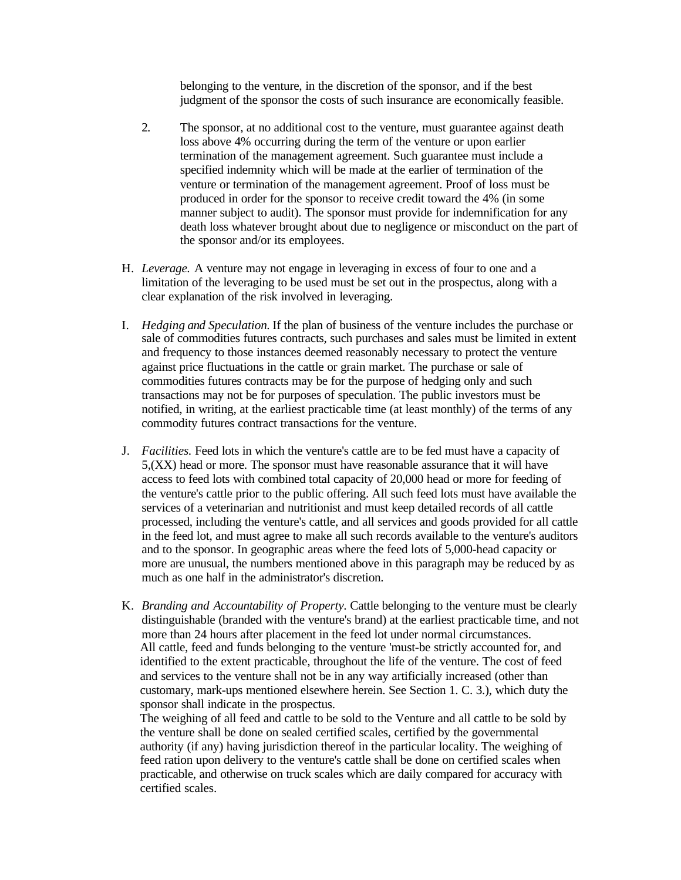belonging to the venture, in the discretion of the sponsor, and if the best judgment of the sponsor the costs of such insurance are economically feasible.

2. The sponsor, at no additional cost to the venture, must guarantee against death loss above 4% occurring during the term of the venture or upon earlier termination of the management agreement. Such guarantee must include a specified indemnity which will be made at the earlier of termination of the venture or termination of the management agreement. Proof of loss must be produced in order for the sponsor to receive credit toward the 4% (in some manner subject to audit). The sponsor must provide for indemnification for any death loss whatever brought about due to negligence or misconduct on the part of the sponsor and/or its employees.

H. *Leverage.* A venture may not engage in leveraging in excess of four to one and a limitation of the leveraging to be used must be set out in the prospectus, along with a clear explanation of the risk involved in leveraging.

I. *Hedging and Speculation.* If the plan of business of the venture includes the purchase or sale of commodities futures contracts, such purchases and sales must be limited in extent and frequency to those instances deemed reasonably necessary to protect the venture against price fluctuations in the cattle or grain market. The purchase or sale of commodities futures contracts may be for the purpose of hedging only and such transactions may not be for purposes of speculation. The public investors must be notified, in writing, at the earliest practicable time (at least monthly) of the terms of any commodity futures contract transactions for the venture.

J. *Facilities.* Feed lots in which the venture's cattle are to be fed must have a capacity of 5,(XX) head or more. The sponsor must have reasonable assurance that it will have access to feed lots with combined total capacity of 20,000 head or more for feeding of the venture's cattle prior to the public offering. All such feed lots must have available the services of a veterinarian and nutritionist and must keep detailed records of all cattle processed, including the venture's cattle, and all services and goods provided for all cattle in the feed lot, and must agree to make all such records available to the venture's auditors and to the sponsor. In geographic areas where the feed lots of 5,000-head capacity or more are unusual, the numbers mentioned above in this paragraph may be reduced by as much as one half in the administrator's discretion.

K. *Branding and Accountability of Property.* Cattle belonging to the venture must be clearly distinguishable (branded with the venture's brand) at the earliest practicable time, and not more than 24 hours after placement in the feed lot under normal circumstances.
All cattle, feed and funds belonging to the venture 'must-be strictly accounted for, and identified to the extent practicable, throughout the life of the venture. The cost of feed and services to the venture shall not be in any way artificially increased (other than customary, mark-ups mentioned elsewhere herein. See Section 1. C. 3.), which duty the sponsor shall indicate in the prospectus.
The weighing of all feed and cattle to be sold to the Venture and all cattle to be sold by the venture shall be done on sealed certified scales, certified by the governmental authority (if any) having jurisdiction thereof in the particular locality. The weighing of feed ration upon delivery to the venture's cattle shall be done on certified scales when practicable, and otherwise on truck scales which are daily compared for accuracy with certified scales.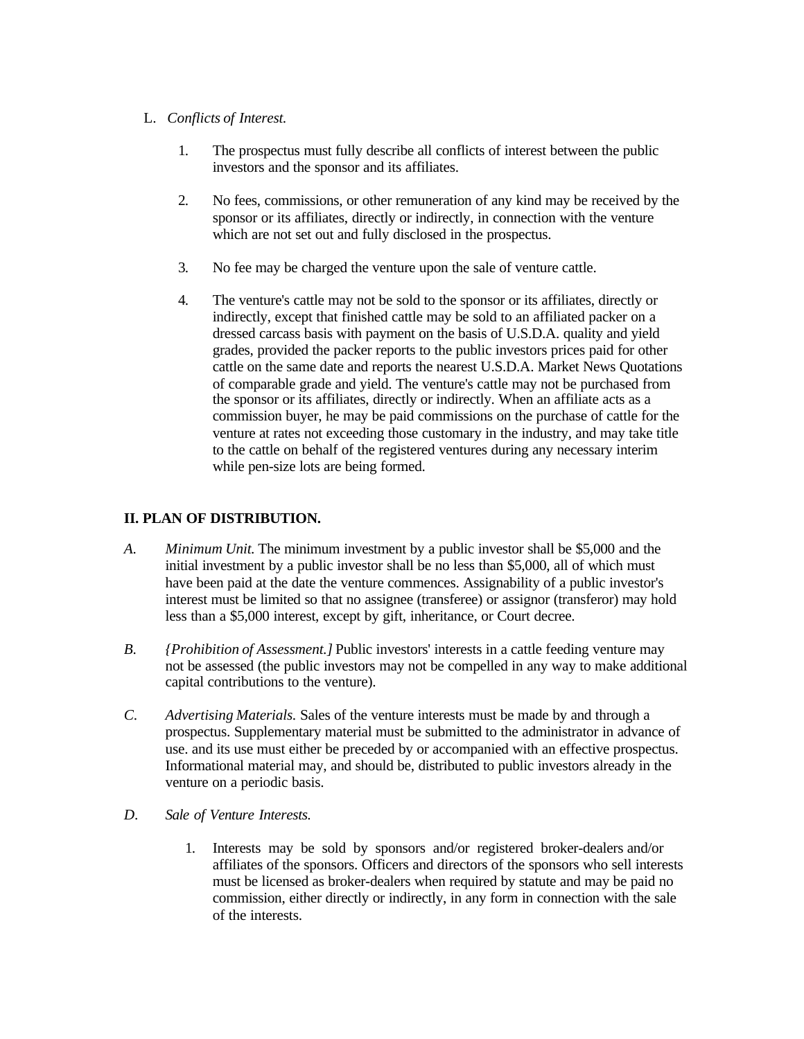L. *Conflicts of Interest.*

1. The prospectus must fully describe all conflicts of interest between the public investors and the sponsor and its affiliates.

2. No fees, commissions, or other remuneration of any kind may be received by the sponsor or its affiliates, directly or indirectly, in connection with the venture which are not set out and fully disclosed in the prospectus.

3. No fee may be charged the venture upon the sale of venture cattle.

4. The venture's cattle may not be sold to the sponsor or its affiliates, directly or indirectly, except that finished cattle may be sold to an affiliated packer on a dressed carcass basis with payment on the basis of U.S.D.A. quality and yield grades, provided the packer reports to the public investors prices paid for other cattle on the same date and reports the nearest U.S.D.A. Market News Quotations of comparable grade and yield. The venture's cattle may not be purchased from the sponsor or its affiliates, directly or indirectly. When an affiliate acts as a commission buyer, he may be paid commissions on the purchase of cattle for the venture at rates not exceeding those customary in the industry, and may take title to the cattle on behalf of the registered ventures during any necessary interim while pen-size lots are being formed.

## II. PLAN OF DISTRIBUTION.

*A.* *Minimum Unit.* The minimum investment by a public investor shall be $5,000 and the initial investment by a public investor shall be no less than $5,000, all of which must have been paid at the date the venture commences. Assignability of a public investor's interest must be limited so that no assignee (transferee) or assignor (transferor) may hold less than a $5,000 interest, except by gift, inheritance, or Court decree.

*B.* *{Prohibition of Assessment.]* Public investors' interests in a cattle feeding venture may not be assessed (the public investors may not be compelled in any way to make additional capital contributions to the venture).

*C.* *Advertising Materials.* Sales of the venture interests must be made by and through a prospectus. Supplementary material must be submitted to the administrator in advance of use. and its use must either be preceded by or accompanied with an effective prospectus. Informational material may, and should be, distributed to public investors already in the venture on a periodic basis.

*D.* *Sale of Venture Interests.*

1. Interests may be sold by sponsors and/or registered broker-dealers and/or affiliates of the sponsors. Officers and directors of the sponsors who sell interests must be licensed as broker-dealers when required by statute and may be paid no commission, either directly or indirectly, in any form in connection with the sale of the interests.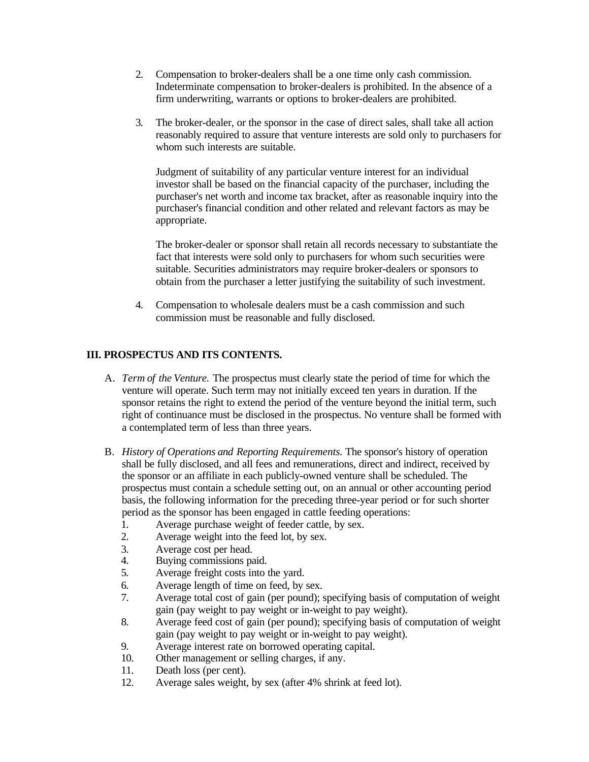2. Compensation to broker-dealers shall be a one time only cash commission. Indeterminate compensation to broker-dealers is prohibited. In the absence of a firm underwriting, warrants or options to broker-dealers are prohibited.

3. The broker-dealer, or the sponsor in the case of direct sales, shall take all action reasonably required to assure that venture interests are sold only to purchasers for whom such interests are suitable.

   Judgment of suitability of any particular venture interest for an individual investor shall be based on the financial capacity of the purchaser, including the purchaser's net worth and income tax bracket, after as reasonable inquiry into the purchaser's financial condition and other related and relevant factors as may be appropriate.

   The broker-dealer or sponsor shall retain all records necessary to substantiate the fact that interests were sold only to purchasers for whom such securities were suitable. Securities administrators may require broker-dealers or sponsors to obtain from the purchaser a letter justifying the suitability of such investment.

4. Compensation to wholesale dealers must be a cash commission and such commission must be reasonable and fully disclosed.

## III. PROSPECTUS AND ITS CONTENTS.

A. *Term of the Venture.* The prospectus must clearly state the period of time for which the venture will operate. Such term may not initially exceed ten years in duration. If the sponsor retains the right to extend the period of the venture beyond the initial term, such right of continuance must be disclosed in the prospectus. No venture shall be formed with a contemplated term of less than three years.

B. *History of Operations and Reporting Requirements.* The sponsor's history of operation shall be fully disclosed, and all fees and remunerations, direct and indirect, received by the sponsor or an affiliate in each publicly-owned venture shall be scheduled. The prospectus must contain a schedule setting out, on an annual or other accounting period basis, the following information for the preceding three-year period or for such shorter period as the sponsor has been engaged in cattle feeding operations:
   1. Average purchase weight of feeder cattle, by sex.
   2. Average weight into the feed lot, by sex.
   3. Average cost per head.
   4. Buying commissions paid.
   5. Average freight costs into the yard.
   6. Average length of time on feed, by sex.
   7. Average total cost of gain (per pound); specifying basis of computation of weight gain (pay weight to pay weight or in-weight to pay weight).
   8. Average feed cost of gain (per pound); specifying basis of computation of weight gain (pay weight to pay weight or in-weight to pay weight).
   9. Average interest rate on borrowed operating capital.
   10. Other management or selling charges, if any.
   11. Death loss (per cent).
   12. Average sales weight, by sex (after 4% shrink at feed lot).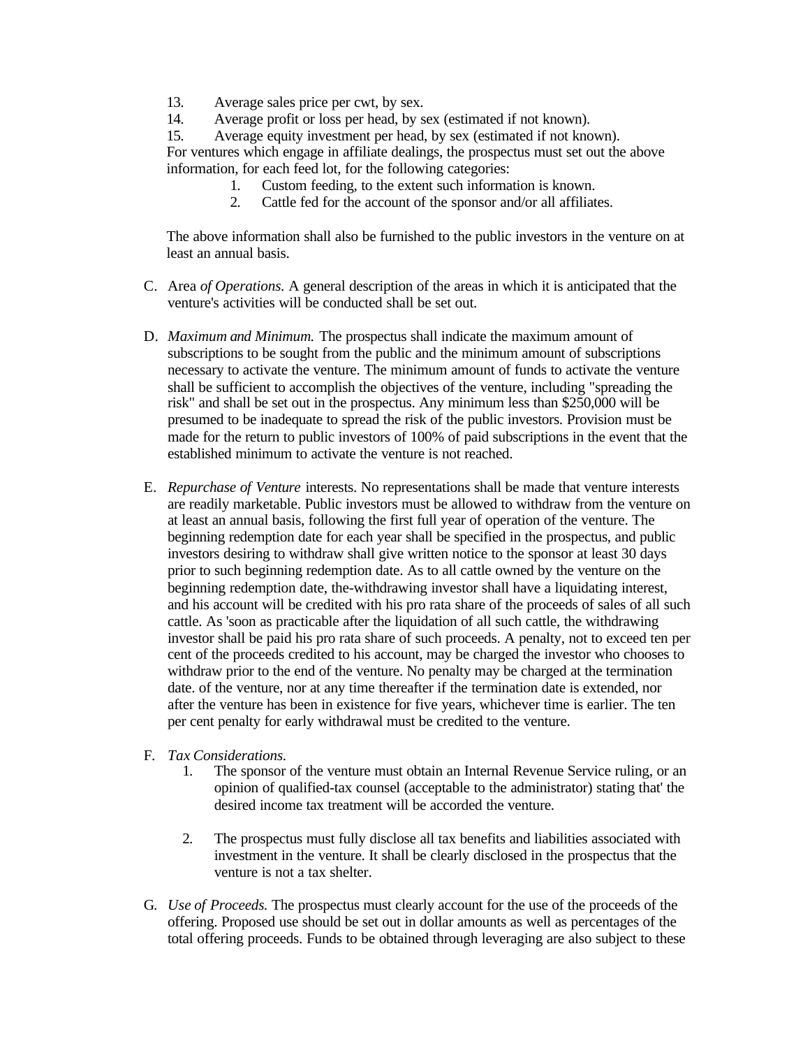13. Average sales price per cwt, by sex.
14. Average profit or loss per head, by sex (estimated if not known).
15. Average equity investment per head, by sex (estimated if not known).

For ventures which engage in affiliate dealings, the prospectus must set out the above information, for each feed lot, for the following categories:

1. Custom feeding, to the extent such information is known.
2. Cattle fed for the account of the sponsor and/or all affiliates.

The above information shall also be furnished to the public investors in the venture on at least an annual basis.

C. Area *of Operations.* A general description of the areas in which it is anticipated that the venture's activities will be conducted shall be set out.

D. *Maximum and Minimum.* The prospectus shall indicate the maximum amount of subscriptions to be sought from the public and the minimum amount of subscriptions necessary to activate the venture. The minimum amount of funds to activate the venture shall be sufficient to accomplish the objectives of the venture, including "spreading the risk" and shall be set out in the prospectus. Any minimum less than $250,000 will be presumed to be inadequate to spread the risk of the public investors. Provision must be made for the return to public investors of 100% of paid subscriptions in the event that the established minimum to activate the venture is not reached.

E. *Repurchase of Venture* interests. No representations shall be made that venture interests are readily marketable. Public investors must be allowed to withdraw from the venture on at least an annual basis, following the first full year of operation of the venture. The beginning redemption date for each year shall be specified in the prospectus, and public investors desiring to withdraw shall give written notice to the sponsor at least 30 days prior to such beginning redemption date. As to all cattle owned by the venture on the beginning redemption date, the-withdrawing investor shall have a liquidating interest, and his account will be credited with his pro rata share of the proceeds of sales of all such cattle. As 'soon as practicable after the liquidation of all such cattle, the withdrawing investor shall be paid his pro rata share of such proceeds. A penalty, not to exceed ten per cent of the proceeds credited to his account, may be charged the investor who chooses to withdraw prior to the end of the venture. No penalty may be charged at the termination date. of the venture, nor at any time thereafter if the termination date is extended, nor after the venture has been in existence for five years, whichever time is earlier. The ten per cent penalty for early withdrawal must be credited to the venture.

F. *Tax Considerations.*

1. The sponsor of the venture must obtain an Internal Revenue Service ruling, or an opinion of qualified-tax counsel (acceptable to the administrator) stating that' the desired income tax treatment will be accorded the venture.

2. The prospectus must fully disclose all tax benefits and liabilities associated with investment in the venture. It shall be clearly disclosed in the prospectus that the venture is not a tax shelter.

G. *Use of Proceeds.* The prospectus must clearly account for the use of the proceeds of the offering. Proposed use should be set out in dollar amounts as well as percentages of the total offering proceeds. Funds to be obtained through leveraging are also subject to these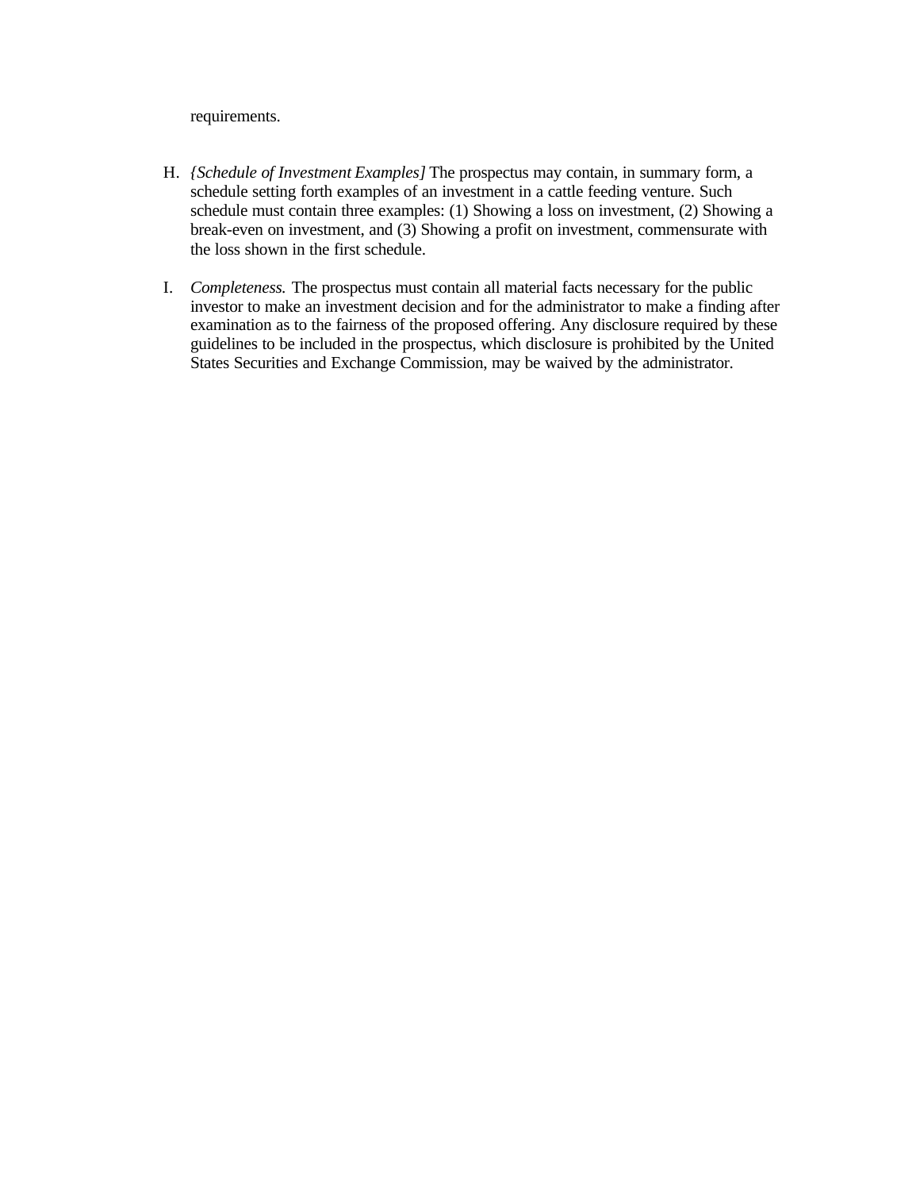requirements.

H. *{Schedule of Investment Examples]* The prospectus may contain, in summary form, a schedule setting forth examples of an investment in a cattle feeding venture. Such schedule must contain three examples: (1) Showing a loss on investment, (2) Showing a break-even on investment, and (3) Showing a profit on investment, commensurate with the loss shown in the first schedule.

I. *Completeness.* The prospectus must contain all material facts necessary for the public investor to make an investment decision and for the administrator to make a finding after examination as to the fairness of the proposed offering. Any disclosure required by these guidelines to be included in the prospectus, which disclosure is prohibited by the United States Securities and Exchange Commission, may be waived by the administrator.